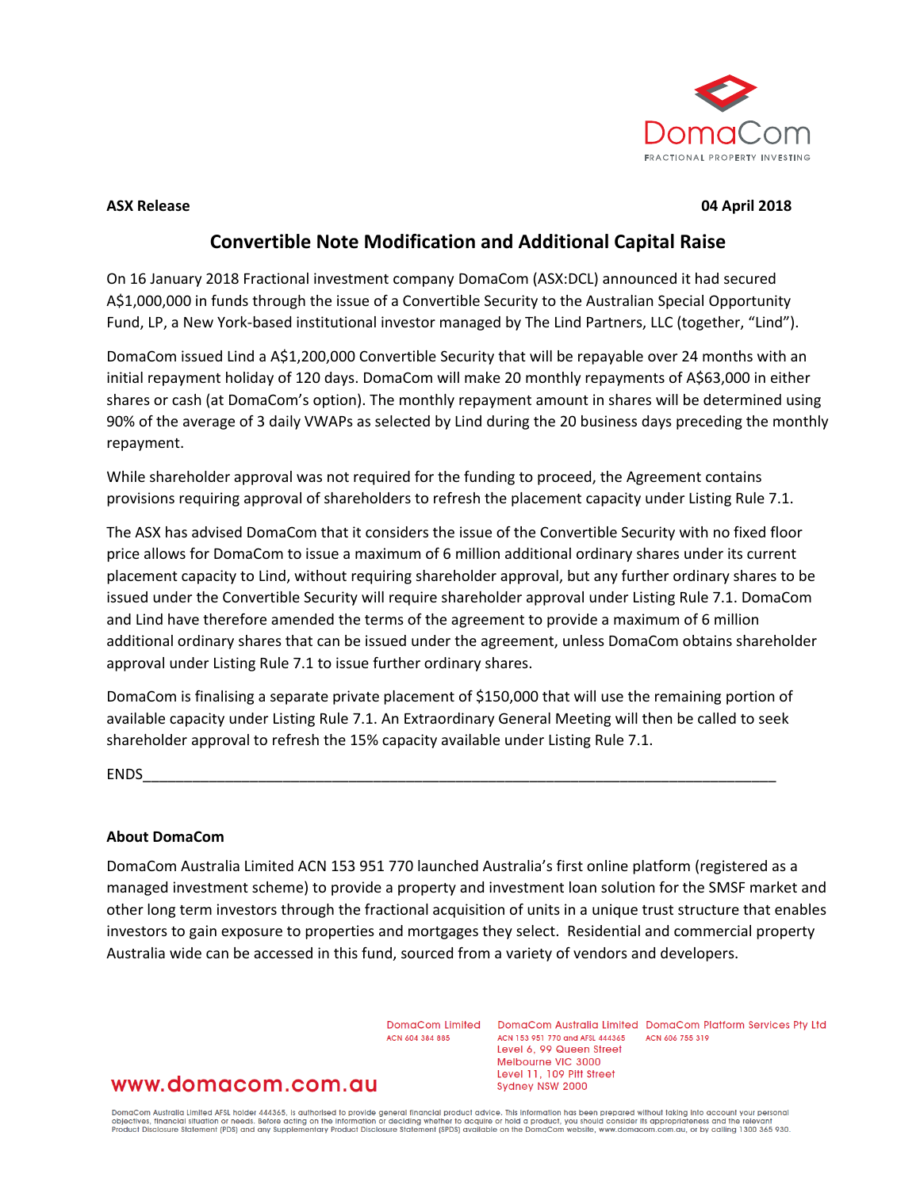**ASX Release** **04 April 2018**

# Convertible Note Modification and Additional Capital Raise

On 16 January 2018 Fractional investment company DomaCom (ASX:DCL) announced it had secured A$1,000,000 in funds through the issue of a Convertible Security to the Australian Special Opportunity Fund, LP, a New York-based institutional investor managed by The Lind Partners, LLC (together, "Lind").

DomaCom issued Lind a A$1,200,000 Convertible Security that will be repayable over 24 months with an initial repayment holiday of 120 days. DomaCom will make 20 monthly repayments of A$63,000 in either shares or cash (at DomaCom's option). The monthly repayment amount in shares will be determined using 90% of the average of 3 daily VWAPs as selected by Lind during the 20 business days preceding the monthly repayment.

While shareholder approval was not required for the funding to proceed, the Agreement contains provisions requiring approval of shareholders to refresh the placement capacity under Listing Rule 7.1.

The ASX has advised DomaCom that it considers the issue of the Convertible Security with no fixed floor price allows for DomaCom to issue a maximum of 6 million additional ordinary shares under its current placement capacity to Lind, without requiring shareholder approval, but any further ordinary shares to be issued under the Convertible Security will require shareholder approval under Listing Rule 7.1. DomaCom and Lind have therefore amended the terms of the agreement to provide a maximum of 6 million additional ordinary shares that can be issued under the agreement, unless DomaCom obtains shareholder approval under Listing Rule 7.1 to issue further ordinary shares.

DomaCom is finalising a separate private placement of $150,000 that will use the remaining portion of available capacity under Listing Rule 7.1. An Extraordinary General Meeting will then be called to seek shareholder approval to refresh the 15% capacity available under Listing Rule 7.1.

ENDS

**About DomaCom**

DomaCom Australia Limited ACN 153 951 770 launched Australia's first online platform (registered as a managed investment scheme) to provide a property and investment loan solution for the SMSF market and other long term investors through the fractional acquisition of units in a unique trust structure that enables investors to gain exposure to properties and mortgages they select. Residential and commercial property Australia wide can be accessed in this fund, sourced from a variety of vendors and developers.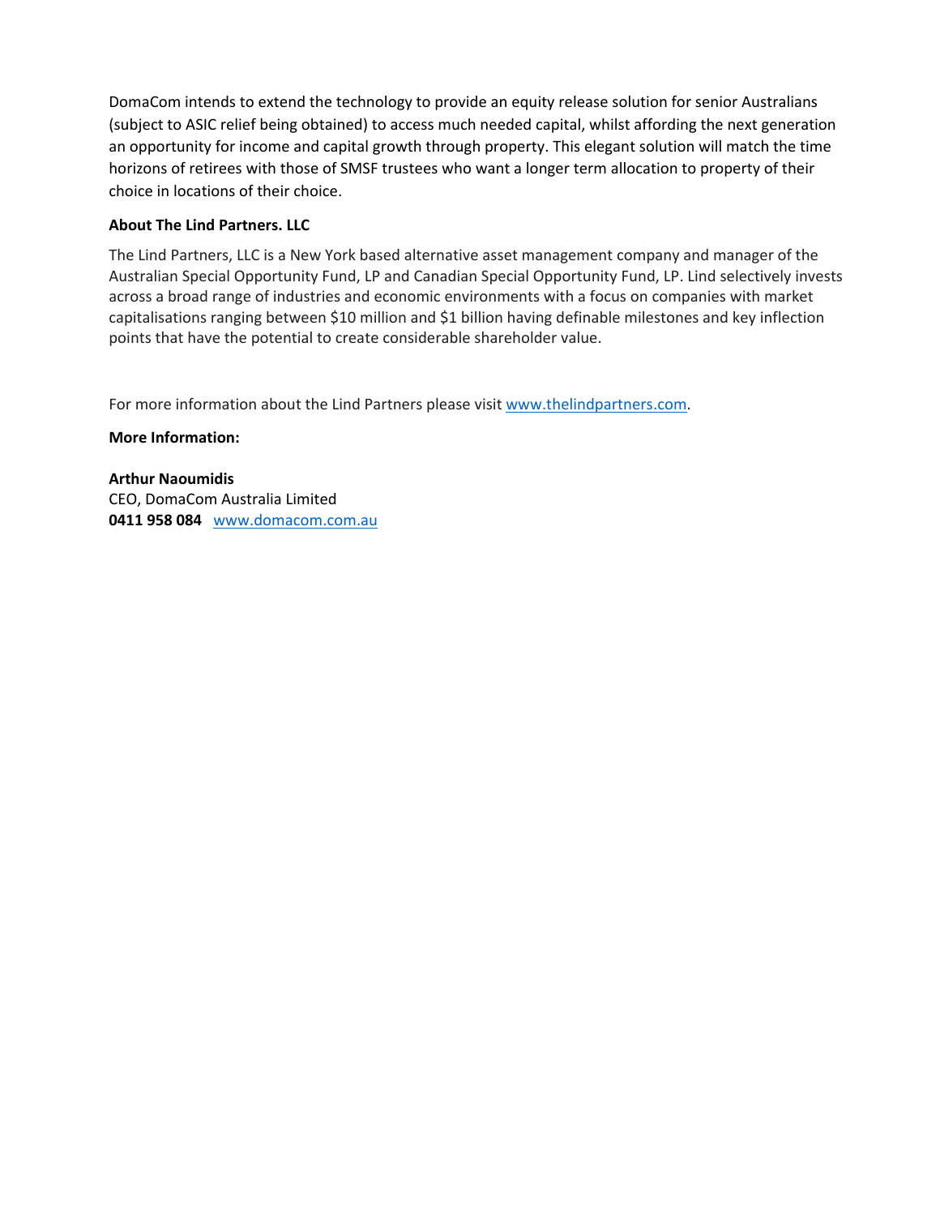DomaCom intends to extend the technology to provide an equity release solution for senior Australians (subject to ASIC relief being obtained) to access much needed capital, whilst affording the next generation an opportunity for income and capital growth through property. This elegant solution will match the time horizons of retirees with those of SMSF trustees who want a longer term allocation to property of their choice in locations of their choice.

**About The Lind Partners. LLC**

The Lind Partners, LLC is a New York based alternative asset management company and manager of the Australian Special Opportunity Fund, LP and Canadian Special Opportunity Fund, LP. Lind selectively invests across a broad range of industries and economic environments with a focus on companies with market capitalisations ranging between $10 million and $1 billion having definable milestones and key inflection points that have the potential to create considerable shareholder value.

For more information about the Lind Partners please visit www.thelindpartners.com.

**More Information:**

**Arthur Naoumidis**
CEO, DomaCom Australia Limited
**0411 958 084** www.domacom.com.au